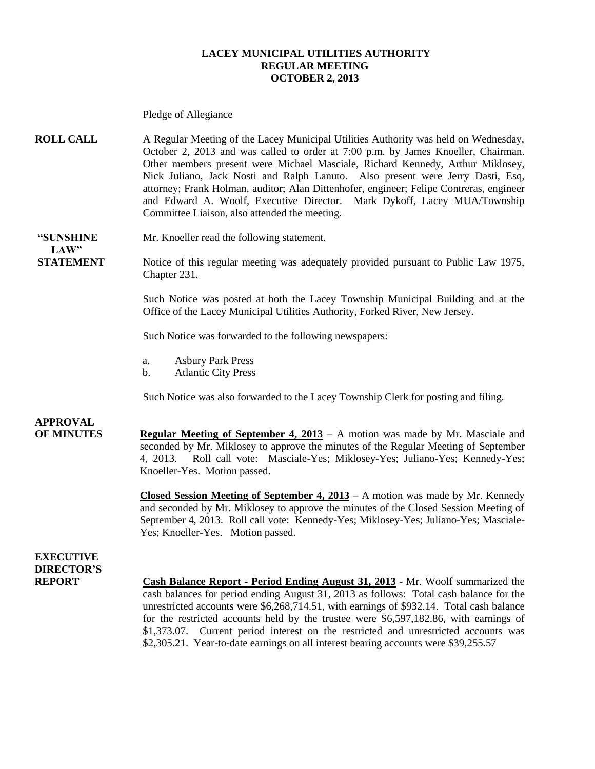# LACEY MUNICIPAL UTILITIES AUTHORITY
## REGULAR MEETING
## OCTOBER 2, 2013

Pledge of Allegiance

**ROLL CALL**

A Regular Meeting of the Lacey Municipal Utilities Authority was held on Wednesday, October 2, 2013 and was called to order at 7:00 p.m. by James Knoeller, Chairman. Other members present were Michael Masciale, Richard Kennedy, Arthur Miklosey, Nick Juliano, Jack Nosti and Ralph Lanuto. Also present were Jerry Dasti, Esq, attorney; Frank Holman, auditor; Alan Dittenhofer, engineer; Felipe Contreras, engineer and Edward A. Woolf, Executive Director. Mark Dykoff, Lacey MUA/Township Committee Liaison, also attended the meeting.

**"SUNSHINE LAW" STATEMENT**

Mr. Knoeller read the following statement.

Notice of this regular meeting was adequately provided pursuant to Public Law 1975, Chapter 231.

Such Notice was posted at both the Lacey Township Municipal Building and at the Office of the Lacey Municipal Utilities Authority, Forked River, New Jersey.

Such Notice was forwarded to the following newspapers:

a. Asbury Park Press
b. Atlantic City Press

Such Notice was also forwarded to the Lacey Township Clerk for posting and filing.

**APPROVAL OF MINUTES**

**Regular Meeting of September 4, 2013** – A motion was made by Mr. Masciale and seconded by Mr. Miklosey to approve the minutes of the Regular Meeting of September 4, 2013. Roll call vote: Masciale-Yes; Miklosey-Yes; Juliano-Yes; Kennedy-Yes; Knoeller-Yes. Motion passed.

**Closed Session Meeting of September 4, 2013** – A motion was made by Mr. Kennedy and seconded by Mr. Miklosey to approve the minutes of the Closed Session Meeting of September 4, 2013. Roll call vote: Kennedy-Yes; Miklosey-Yes; Juliano-Yes; Masciale-Yes; Knoeller-Yes. Motion passed.

**EXECUTIVE DIRECTOR'S REPORT**

**Cash Balance Report - Period Ending August 31, 2013** - Mr. Woolf summarized the cash balances for period ending August 31, 2013 as follows: Total cash balance for the unrestricted accounts were $6,268,714.51, with earnings of $932.14. Total cash balance for the restricted accounts held by the trustee were $6,597,182.86, with earnings of $1,373.07. Current period interest on the restricted and unrestricted accounts was $2,305.21. Year-to-date earnings on all interest bearing accounts were $39,255.57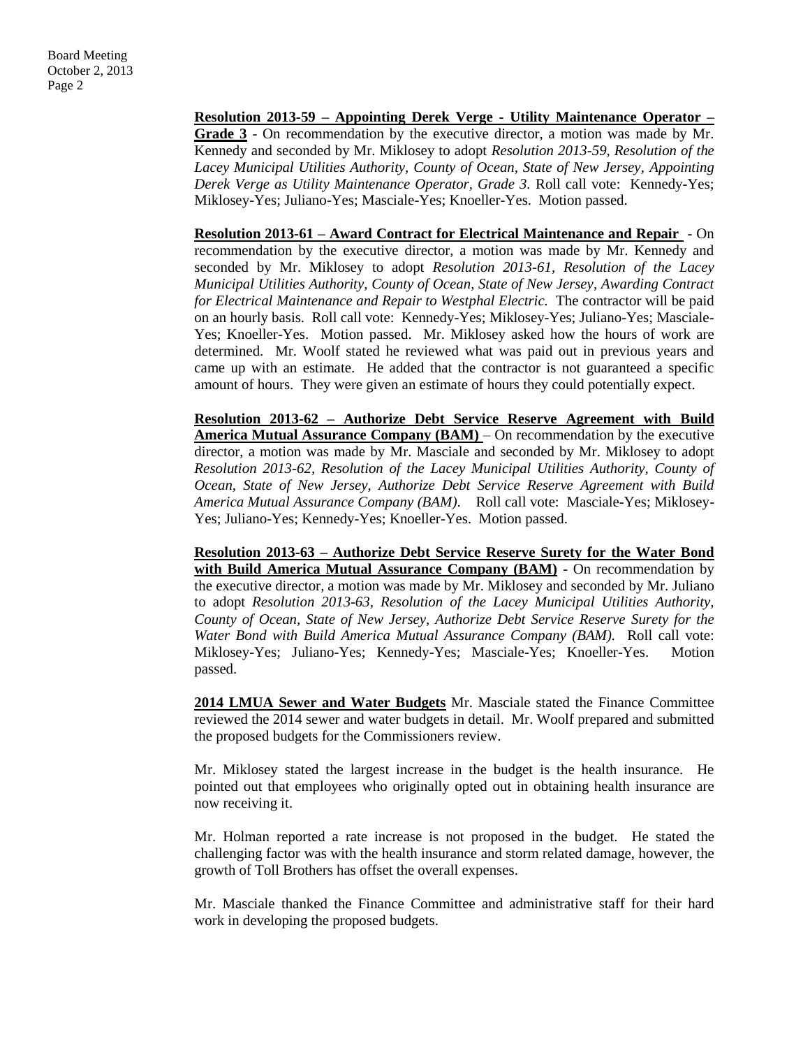**Resolution 2013-59 – Appointing Derek Verge - Utility Maintenance Operator – Grade 3** - On recommendation by the executive director, a motion was made by Mr. Kennedy and seconded by Mr. Miklosey to adopt *Resolution 2013-59, Resolution of the Lacey Municipal Utilities Authority, County of Ocean, State of New Jersey, Appointing Derek Verge as Utility Maintenance Operator, Grade 3.* Roll call vote: Kennedy-Yes; Miklosey-Yes; Juliano-Yes; Masciale-Yes; Knoeller-Yes. Motion passed.

**Resolution 2013-61 – Award Contract for Electrical Maintenance and Repair** - On recommendation by the executive director, a motion was made by Mr. Kennedy and seconded by Mr. Miklosey to adopt *Resolution 2013-61, Resolution of the Lacey Municipal Utilities Authority, County of Ocean, State of New Jersey, Awarding Contract for Electrical Maintenance and Repair to Westphal Electric.* The contractor will be paid on an hourly basis. Roll call vote: Kennedy-Yes; Miklosey-Yes; Juliano-Yes; Masciale-Yes; Knoeller-Yes. Motion passed. Mr. Miklosey asked how the hours of work are determined. Mr. Woolf stated he reviewed what was paid out in previous years and came up with an estimate. He added that the contractor is not guaranteed a specific amount of hours. They were given an estimate of hours they could potentially expect.

**Resolution 2013-62 – Authorize Debt Service Reserve Agreement with Build America Mutual Assurance Company (BAM)** – On recommendation by the executive director, a motion was made by Mr. Masciale and seconded by Mr. Miklosey to adopt *Resolution 2013-62, Resolution of the Lacey Municipal Utilities Authority, County of Ocean, State of New Jersey, Authorize Debt Service Reserve Agreement with Build America Mutual Assurance Company (BAM).* Roll call vote: Masciale-Yes; Miklosey-Yes; Juliano-Yes; Kennedy-Yes; Knoeller-Yes. Motion passed.

**Resolution 2013-63 – Authorize Debt Service Reserve Surety for the Water Bond with Build America Mutual Assurance Company (BAM)** - On recommendation by the executive director, a motion was made by Mr. Miklosey and seconded by Mr. Juliano to adopt *Resolution 2013-63, Resolution of the Lacey Municipal Utilities Authority, County of Ocean, State of New Jersey, Authorize Debt Service Reserve Surety for the Water Bond with Build America Mutual Assurance Company (BAM).* Roll call vote: Miklosey-Yes; Juliano-Yes; Kennedy-Yes; Masciale-Yes; Knoeller-Yes. Motion passed.

**2014 LMUA Sewer and Water Budgets** Mr. Masciale stated the Finance Committee reviewed the 2014 sewer and water budgets in detail. Mr. Woolf prepared and submitted the proposed budgets for the Commissioners review.

Mr. Miklosey stated the largest increase in the budget is the health insurance. He pointed out that employees who originally opted out in obtaining health insurance are now receiving it.

Mr. Holman reported a rate increase is not proposed in the budget. He stated the challenging factor was with the health insurance and storm related damage, however, the growth of Toll Brothers has offset the overall expenses.

Mr. Masciale thanked the Finance Committee and administrative staff for their hard work in developing the proposed budgets.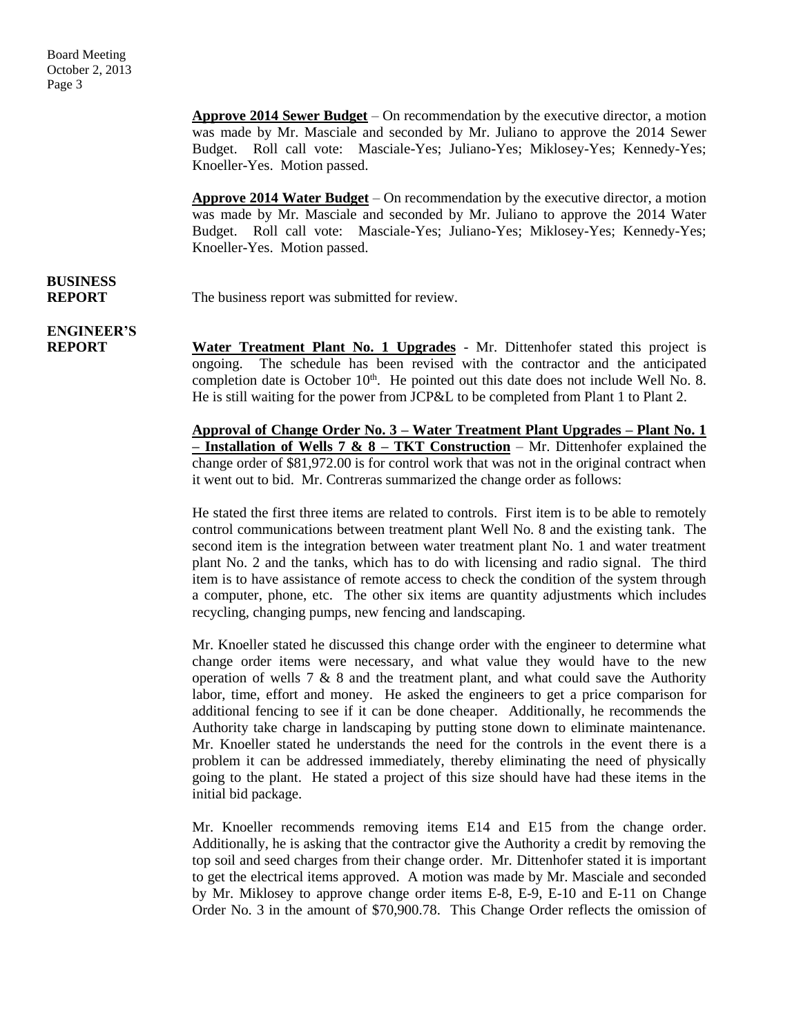**Approve 2014 Sewer Budget** – On recommendation by the executive director, a motion was made by Mr. Masciale and seconded by Mr. Juliano to approve the 2014 Sewer Budget. Roll call vote: Masciale-Yes; Juliano-Yes; Miklosey-Yes; Kennedy-Yes; Knoeller-Yes. Motion passed.

**Approve 2014 Water Budget** – On recommendation by the executive director, a motion was made by Mr. Masciale and seconded by Mr. Juliano to approve the 2014 Water Budget. Roll call vote: Masciale-Yes; Juliano-Yes; Miklosey-Yes; Kennedy-Yes; Knoeller-Yes. Motion passed.

**BUSINESS REPORT**

The business report was submitted for review.

**ENGINEER'S REPORT**

**Water Treatment Plant No. 1 Upgrades** - Mr. Dittenhofer stated this project is ongoing. The schedule has been revised with the contractor and the anticipated completion date is October 10th. He pointed out this date does not include Well No. 8. He is still waiting for the power from JCP&L to be completed from Plant 1 to Plant 2.

**Approval of Change Order No. 3 – Water Treatment Plant Upgrades – Plant No. 1 – Installation of Wells 7 & 8 – TKT Construction** – Mr. Dittenhofer explained the change order of $81,972.00 is for control work that was not in the original contract when it went out to bid. Mr. Contreras summarized the change order as follows:

He stated the first three items are related to controls. First item is to be able to remotely control communications between treatment plant Well No. 8 and the existing tank. The second item is the integration between water treatment plant No. 1 and water treatment plant No. 2 and the tanks, which has to do with licensing and radio signal. The third item is to have assistance of remote access to check the condition of the system through a computer, phone, etc. The other six items are quantity adjustments which includes recycling, changing pumps, new fencing and landscaping.

Mr. Knoeller stated he discussed this change order with the engineer to determine what change order items were necessary, and what value they would have to the new operation of wells 7 & 8 and the treatment plant, and what could save the Authority labor, time, effort and money. He asked the engineers to get a price comparison for additional fencing to see if it can be done cheaper. Additionally, he recommends the Authority take charge in landscaping by putting stone down to eliminate maintenance. Mr. Knoeller stated he understands the need for the controls in the event there is a problem it can be addressed immediately, thereby eliminating the need of physically going to the plant. He stated a project of this size should have had these items in the initial bid package.

Mr. Knoeller recommends removing items E14 and E15 from the change order. Additionally, he is asking that the contractor give the Authority a credit by removing the top soil and seed charges from their change order. Mr. Dittenhofer stated it is important to get the electrical items approved. A motion was made by Mr. Masciale and seconded by Mr. Miklosey to approve change order items E-8, E-9, E-10 and E-11 on Change Order No. 3 in the amount of $70,900.78. This Change Order reflects the omission of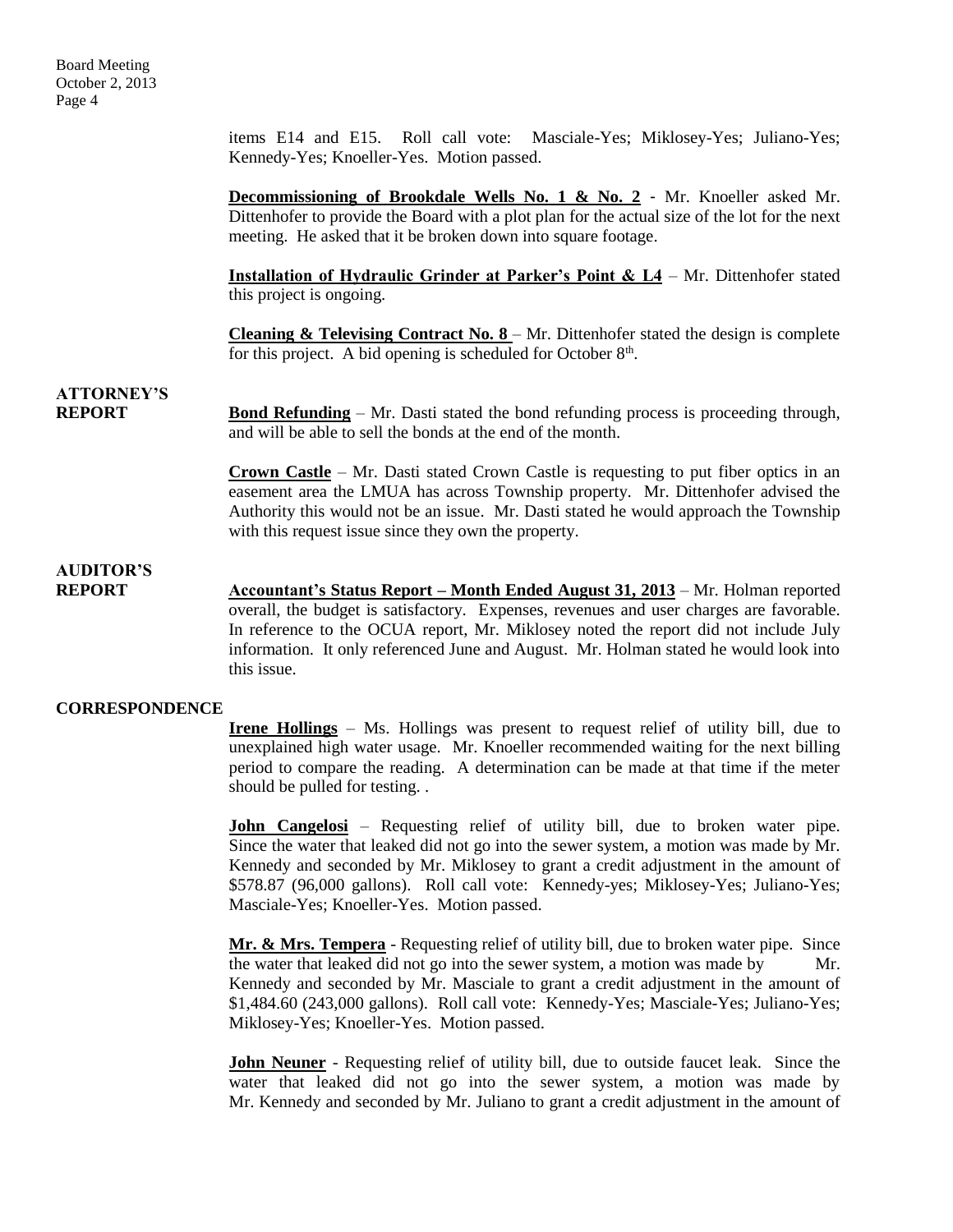items E14 and E15. Roll call vote: Masciale-Yes; Miklosey-Yes; Juliano-Yes; Kennedy-Yes; Knoeller-Yes. Motion passed.

**Decommissioning of Brookdale Wells No. 1 & No. 2** - Mr. Knoeller asked Mr. Dittenhofer to provide the Board with a plot plan for the actual size of the lot for the next meeting. He asked that it be broken down into square footage.

**Installation of Hydraulic Grinder at Parker's Point & L4** – Mr. Dittenhofer stated this project is ongoing.

**Cleaning & Televising Contract No. 8** – Mr. Dittenhofer stated the design is complete for this project. A bid opening is scheduled for October 8th.

**ATTORNEY'S REPORT**

**Bond Refunding** – Mr. Dasti stated the bond refunding process is proceeding through, and will be able to sell the bonds at the end of the month.

**Crown Castle** – Mr. Dasti stated Crown Castle is requesting to put fiber optics in an easement area the LMUA has across Township property. Mr. Dittenhofer advised the Authority this would not be an issue. Mr. Dasti stated he would approach the Township with this request issue since they own the property.

**AUDITOR'S REPORT**

**Accountant's Status Report – Month Ended August 31, 2013** – Mr. Holman reported overall, the budget is satisfactory. Expenses, revenues and user charges are favorable. In reference to the OCUA report, Mr. Miklosey noted the report did not include July information. It only referenced June and August. Mr. Holman stated he would look into this issue.

**CORRESPONDENCE**

**Irene Hollings** – Ms. Hollings was present to request relief of utility bill, due to unexplained high water usage. Mr. Knoeller recommended waiting for the next billing period to compare the reading. A determination can be made at that time if the meter should be pulled for testing. .

**John Cangelosi** – Requesting relief of utility bill, due to broken water pipe. Since the water that leaked did not go into the sewer system, a motion was made by Mr. Kennedy and seconded by Mr. Miklosey to grant a credit adjustment in the amount of $578.87 (96,000 gallons). Roll call vote: Kennedy-yes; Miklosey-Yes; Juliano-Yes; Masciale-Yes; Knoeller-Yes. Motion passed.

**Mr. & Mrs. Tempera** - Requesting relief of utility bill, due to broken water pipe. Since the water that leaked did not go into the sewer system, a motion was made by Mr. Kennedy and seconded by Mr. Masciale to grant a credit adjustment in the amount of $1,484.60 (243,000 gallons). Roll call vote: Kennedy-Yes; Masciale-Yes; Juliano-Yes; Miklosey-Yes; Knoeller-Yes. Motion passed.

**John Neuner** - Requesting relief of utility bill, due to outside faucet leak. Since the water that leaked did not go into the sewer system, a motion was made by Mr. Kennedy and seconded by Mr. Juliano to grant a credit adjustment in the amount of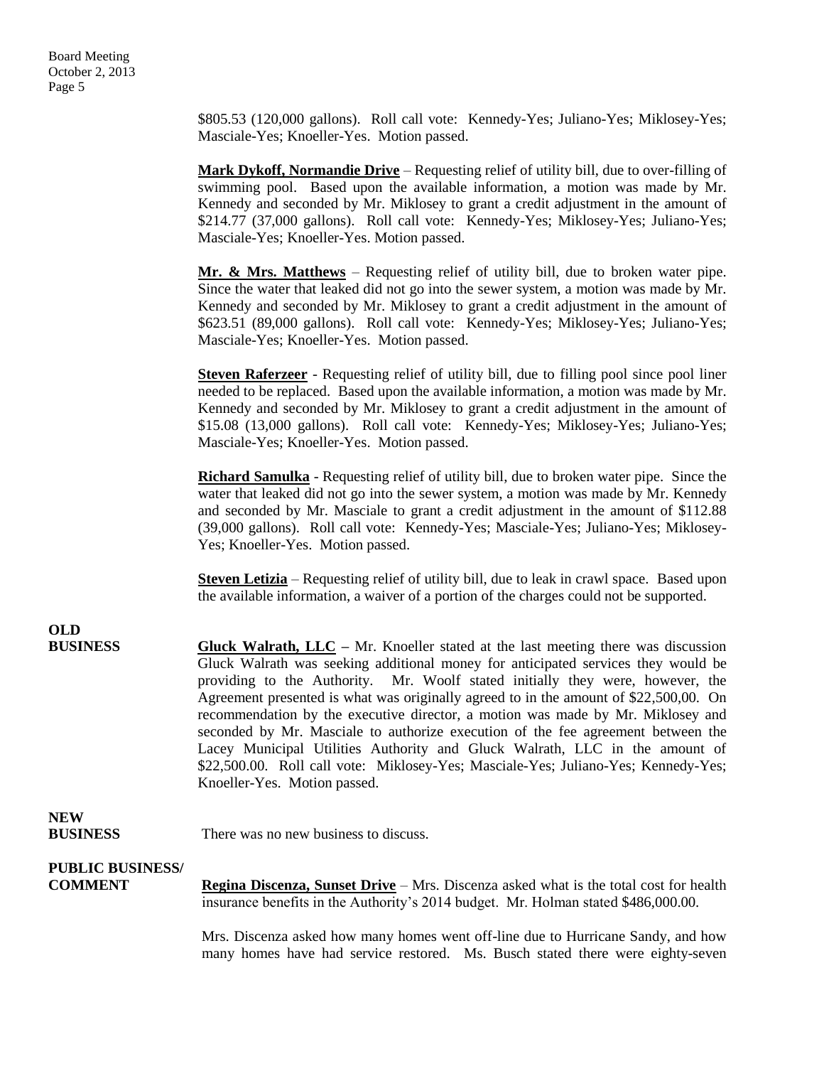$805.53 (120,000 gallons). Roll call vote: Kennedy-Yes; Juliano-Yes; Miklosey-Yes; Masciale-Yes; Knoeller-Yes. Motion passed.

**Mark Dykoff, Normandie Drive** – Requesting relief of utility bill, due to over-filling of swimming pool. Based upon the available information, a motion was made by Mr. Kennedy and seconded by Mr. Miklosey to grant a credit adjustment in the amount of $214.77 (37,000 gallons). Roll call vote: Kennedy-Yes; Miklosey-Yes; Juliano-Yes; Masciale-Yes; Knoeller-Yes. Motion passed.

**Mr. & Mrs. Matthews** – Requesting relief of utility bill, due to broken water pipe. Since the water that leaked did not go into the sewer system, a motion was made by Mr. Kennedy and seconded by Mr. Miklosey to grant a credit adjustment in the amount of $623.51 (89,000 gallons). Roll call vote: Kennedy-Yes; Miklosey-Yes; Juliano-Yes; Masciale-Yes; Knoeller-Yes. Motion passed.

**Steven Raferzeer** - Requesting relief of utility bill, due to filling pool since pool liner needed to be replaced. Based upon the available information, a motion was made by Mr. Kennedy and seconded by Mr. Miklosey to grant a credit adjustment in the amount of $15.08 (13,000 gallons). Roll call vote: Kennedy-Yes; Miklosey-Yes; Juliano-Yes; Masciale-Yes; Knoeller-Yes. Motion passed.

**Richard Samulka** - Requesting relief of utility bill, due to broken water pipe. Since the water that leaked did not go into the sewer system, a motion was made by Mr. Kennedy and seconded by Mr. Masciale to grant a credit adjustment in the amount of $112.88 (39,000 gallons). Roll call vote: Kennedy-Yes; Masciale-Yes; Juliano-Yes; Miklosey-Yes; Knoeller-Yes. Motion passed.

**Steven Letizia** – Requesting relief of utility bill, due to leak in crawl space. Based upon the available information, a waiver of a portion of the charges could not be supported.

**OLD BUSINESS**

**Gluck Walrath, LLC** – Mr. Knoeller stated at the last meeting there was discussion Gluck Walrath was seeking additional money for anticipated services they would be providing to the Authority. Mr. Woolf stated initially they were, however, the Agreement presented is what was originally agreed to in the amount of $22,500,00. On recommendation by the executive director, a motion was made by Mr. Miklosey and seconded by Mr. Masciale to authorize execution of the fee agreement between the Lacey Municipal Utilities Authority and Gluck Walrath, LLC in the amount of $22,500.00. Roll call vote: Miklosey-Yes; Masciale-Yes; Juliano-Yes; Kennedy-Yes; Knoeller-Yes. Motion passed.

**NEW BUSINESS**

There was no new business to discuss.

**PUBLIC BUSINESS/ COMMENT**

**Regina Discenza, Sunset Drive** – Mrs. Discenza asked what is the total cost for health insurance benefits in the Authority's 2014 budget. Mr. Holman stated $486,000.00.

Mrs. Discenza asked how many homes went off-line due to Hurricane Sandy, and how many homes have had service restored. Ms. Busch stated there were eighty-seven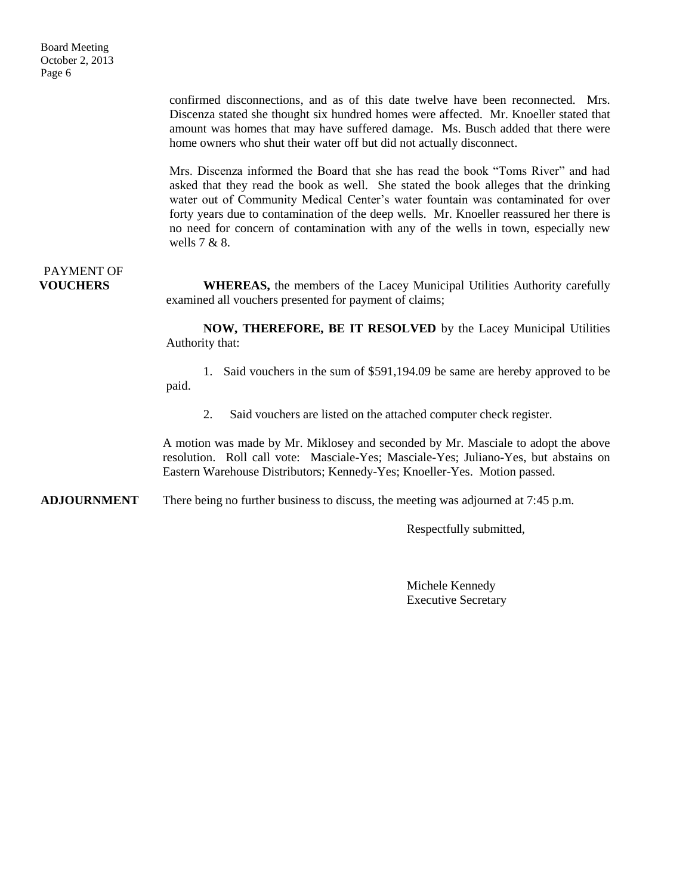confirmed disconnections, and as of this date twelve have been reconnected. Mrs. Discenza stated she thought six hundred homes were affected. Mr. Knoeller stated that amount was homes that may have suffered damage. Ms. Busch added that there were home owners who shut their water off but did not actually disconnect.

Mrs. Discenza informed the Board that she has read the book "Toms River" and had asked that they read the book as well. She stated the book alleges that the drinking water out of Community Medical Center's water fountain was contaminated for over forty years due to contamination of the deep wells. Mr. Knoeller reassured her there is no need for concern of contamination with any of the wells in town, especially new wells 7 & 8.

**PAYMENT OF VOUCHERS**

**WHEREAS,** the members of the Lacey Municipal Utilities Authority carefully examined all vouchers presented for payment of claims;

**NOW, THEREFORE, BE IT RESOLVED** by the Lacey Municipal Utilities Authority that:

1. Said vouchers in the sum of $591,194.09 be same are hereby approved to be paid.
2. Said vouchers are listed on the attached computer check register.

A motion was made by Mr. Miklosey and seconded by Mr. Masciale to adopt the above resolution. Roll call vote: Masciale-Yes; Masciale-Yes; Juliano-Yes, but abstains on Eastern Warehouse Distributors; Kennedy-Yes; Knoeller-Yes. Motion passed.

**ADJOURNMENT** There being no further business to discuss, the meeting was adjourned at 7:45 p.m.

Respectfully submitted,

Michele Kennedy
Executive Secretary